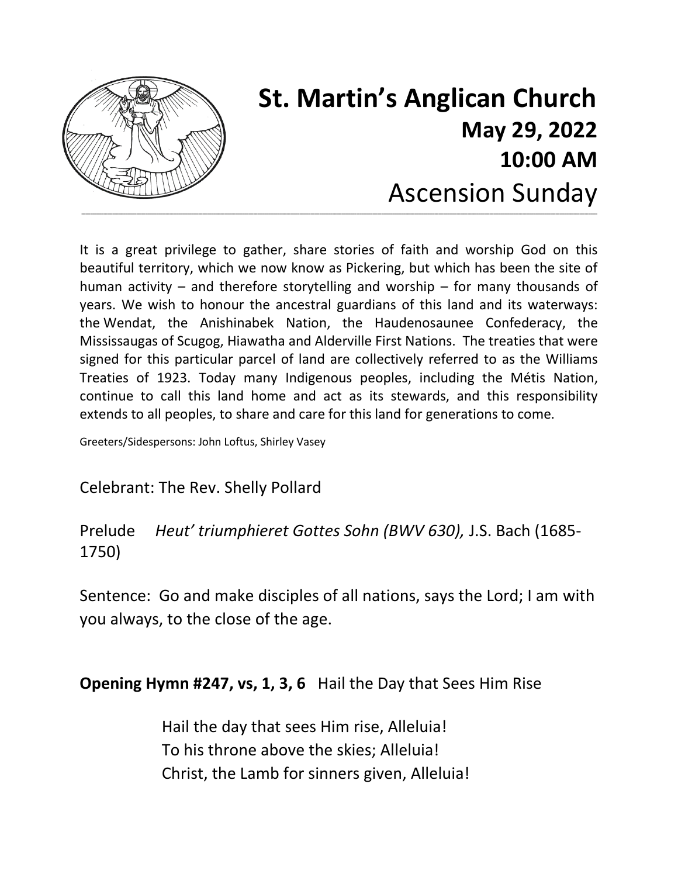# St. Martin's Anglican Church

## May 29, 2022

## 10:00 AM

## Ascension Sunday

It is a great privilege to gather, share stories of faith and worship God on this beautiful territory, which we now know as Pickering, but which has been the site of human activity – and therefore storytelling and worship – for many thousands of years. We wish to honour the ancestral guardians of this land and its waterways: the Wendat, the Anishinabek Nation, the Haudenosaunee Confederacy, the Mississaugas of Scugog, Hiawatha and Alderville First Nations. The treaties that were signed for this particular parcel of land are collectively referred to as the Williams Treaties of 1923. Today many Indigenous peoples, including the Métis Nation, continue to call this land home and act as its stewards, and this responsibility extends to all peoples, to share and care for this land for generations to come.

Greeters/Sidespersons: John Loftus, Shirley Vasey

Celebrant: The Rev. Shelly Pollard

Prelude *Heut' triumphieret Gottes Sohn (BWV 630),* J.S. Bach (1685-1750)

Sentence: Go and make disciples of all nations, says the Lord; I am with you always, to the close of the age.

**Opening Hymn #247, vs, 1, 3, 6** Hail the Day that Sees Him Rise

Hail the day that sees Him rise, Alleluia!
To his throne above the skies; Alleluia!
Christ, the Lamb for sinners given, Alleluia!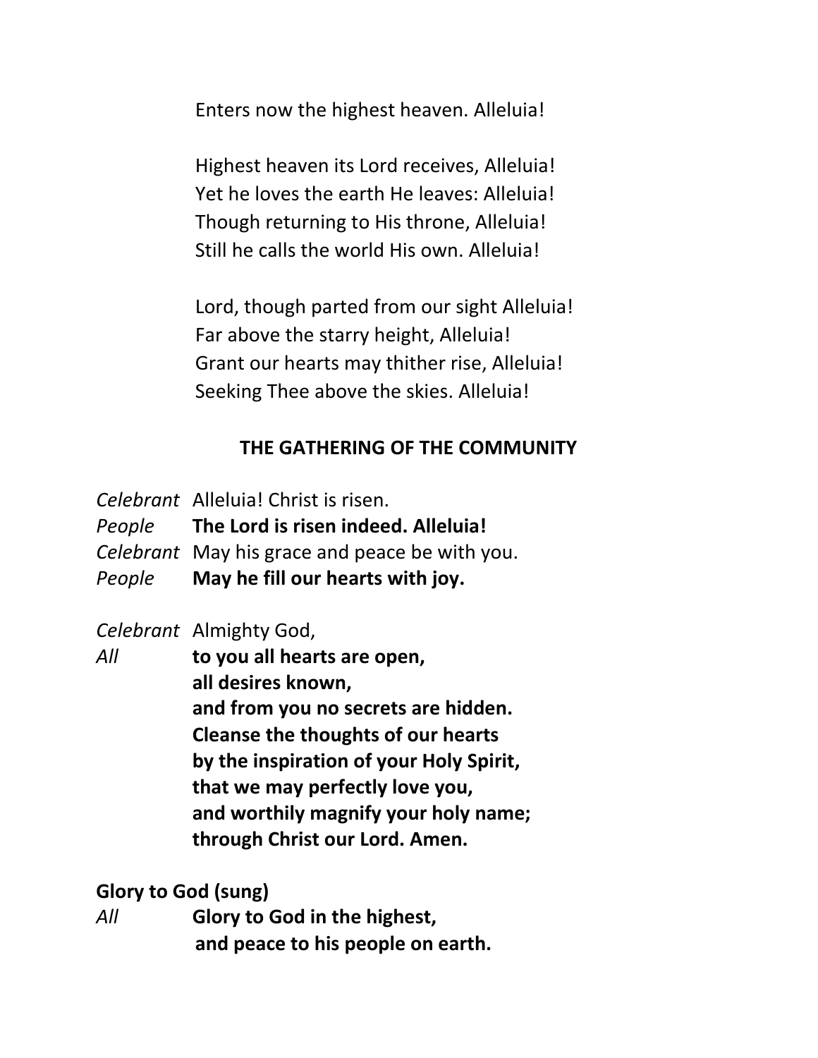Enters now the highest heaven. Alleluia!

Highest heaven its Lord receives, Alleluia!  
Yet he loves the earth He leaves: Alleluia!  
Though returning to His throne, Alleluia!  
Still he calls the world His own. Alleluia!

Lord, though parted from our sight Alleluia!  
Far above the starry height, Alleluia!  
Grant our hearts may thither rise, Alleluia!  
Seeking Thee above the skies. Alleluia!

## THE GATHERING OF THE COMMUNITY

*Celebrant* Alleluia! Christ is risen.  
*People* **The Lord is risen indeed. Alleluia!**  
*Celebrant* May his grace and peace be with you.  
*People* **May he fill our hearts with joy.**

*Celebrant* Almighty God,  
*All* **to you all hearts are open,**  
**all desires known,**  
**and from you no secrets are hidden.**  
**Cleanse the thoughts of our hearts**  
**by the inspiration of your Holy Spirit,**  
**that we may perfectly love you,**  
**and worthily magnify your holy name;**  
**through Christ our Lord. Amen.**

**Glory to God (sung)**

*All* **Glory to God in the highest,**  
**and peace to his people on earth.**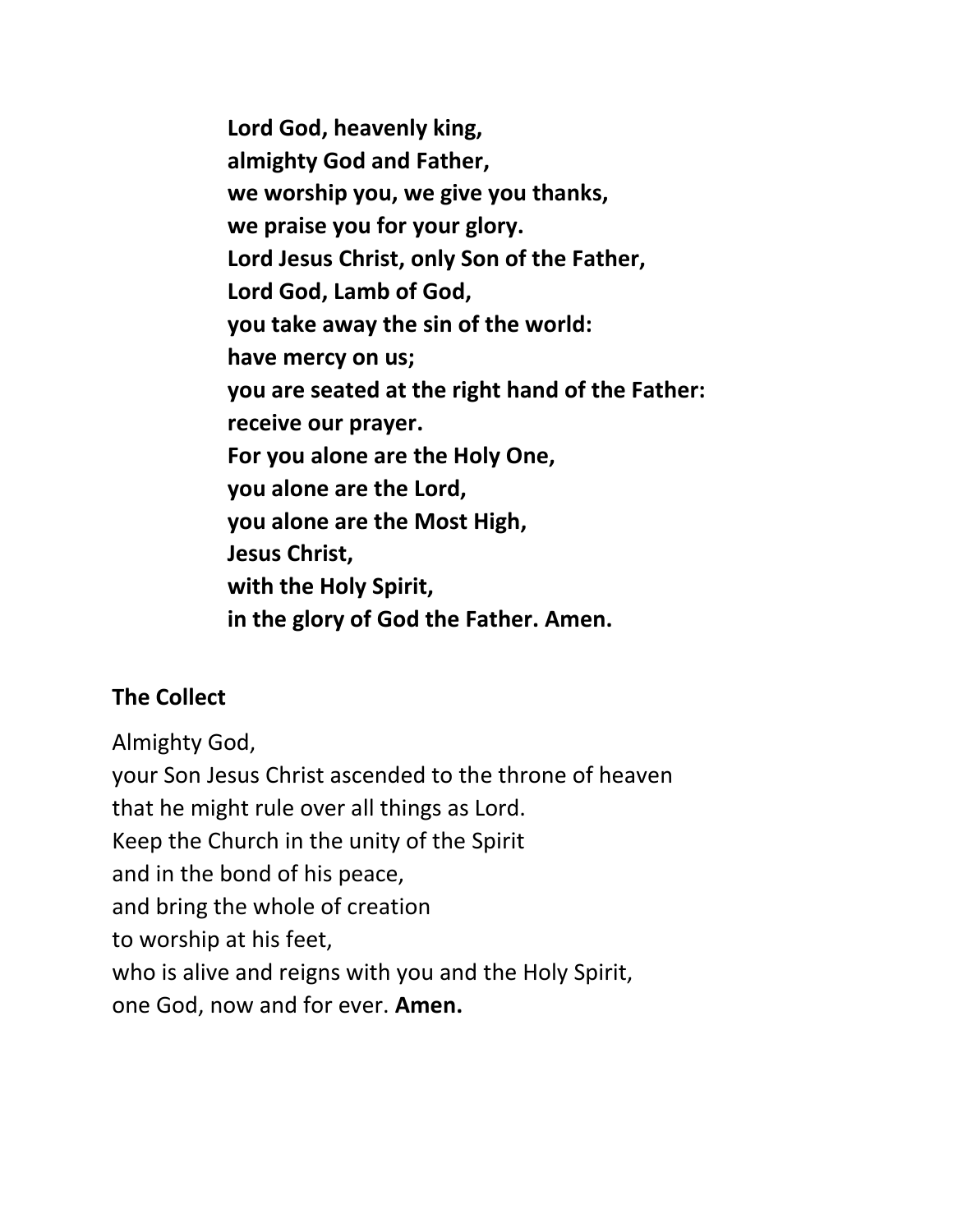**Lord God, heavenly king,**
**almighty God and Father,**
**we worship you, we give you thanks,**
**we praise you for your glory.**
**Lord Jesus Christ, only Son of the Father,**
**Lord God, Lamb of God,**
**you take away the sin of the world:**
**have mercy on us;**
**you are seated at the right hand of the Father:**
**receive our prayer.**
**For you alone are the Holy One,**
**you alone are the Lord,**
**you alone are the Most High,**
**Jesus Christ,**
**with the Holy Spirit,**
**in the glory of God the Father. Amen.**

**The Collect**

Almighty God,
your Son Jesus Christ ascended to the throne of heaven
that he might rule over all things as Lord.
Keep the Church in the unity of the Spirit
and in the bond of his peace,
and bring the whole of creation
to worship at his feet,
who is alive and reigns with you and the Holy Spirit,
one God, now and for ever. **Amen.**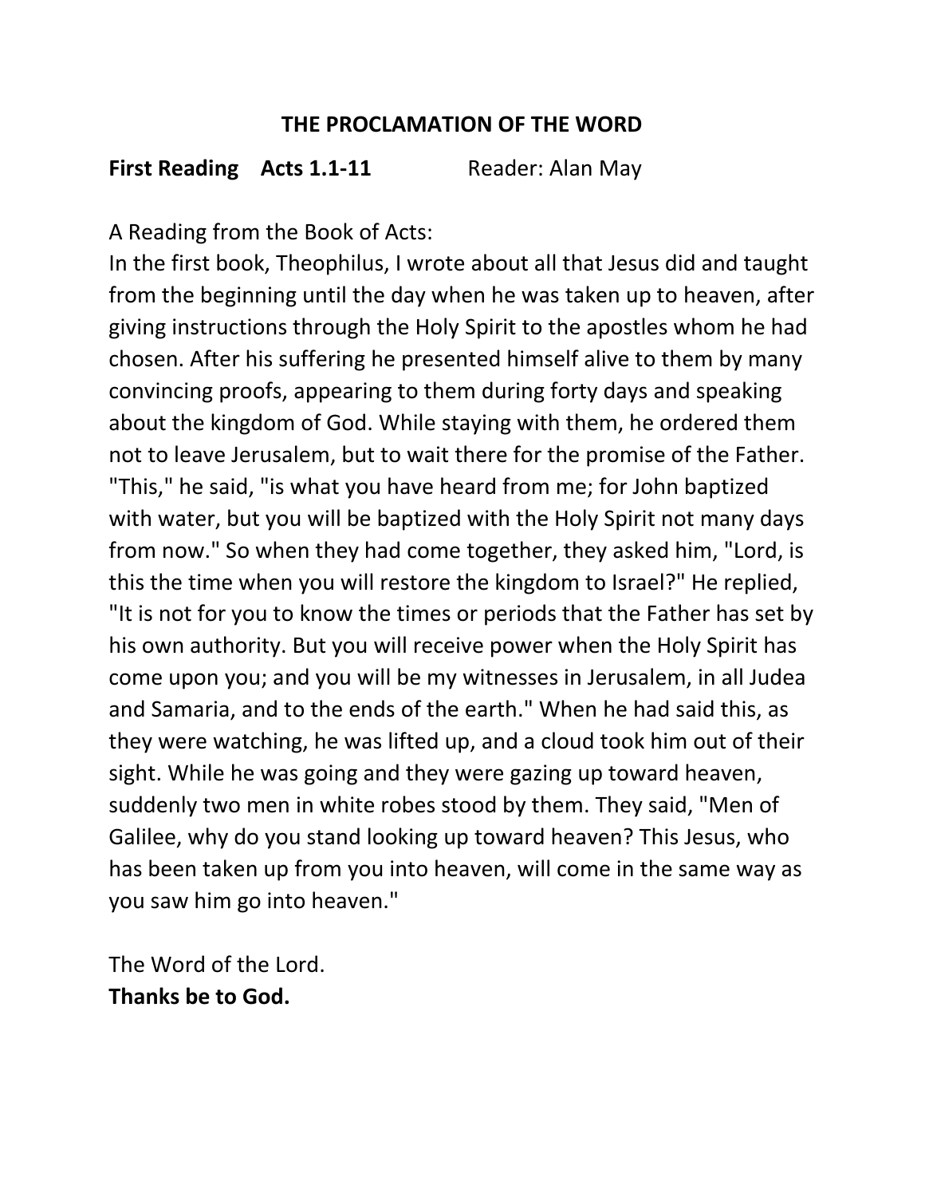## THE PROCLAMATION OF THE WORD

**First Reading Acts 1.1-11** Reader: Alan May

A Reading from the Book of Acts:
In the first book, Theophilus, I wrote about all that Jesus did and taught from the beginning until the day when he was taken up to heaven, after giving instructions through the Holy Spirit to the apostles whom he had chosen. After his suffering he presented himself alive to them by many convincing proofs, appearing to them during forty days and speaking about the kingdom of God. While staying with them, he ordered them not to leave Jerusalem, but to wait there for the promise of the Father. "This," he said, "is what you have heard from me; for John baptized with water, but you will be baptized with the Holy Spirit not many days from now." So when they had come together, they asked him, "Lord, is this the time when you will restore the kingdom to Israel?" He replied, "It is not for you to know the times or periods that the Father has set by his own authority. But you will receive power when the Holy Spirit has come upon you; and you will be my witnesses in Jerusalem, in all Judea and Samaria, and to the ends of the earth." When he had said this, as they were watching, he was lifted up, and a cloud took him out of their sight. While he was going and they were gazing up toward heaven, suddenly two men in white robes stood by them. They said, "Men of Galilee, why do you stand looking up toward heaven? This Jesus, who has been taken up from you into heaven, will come in the same way as you saw him go into heaven."

The Word of the Lord.
**Thanks be to God.**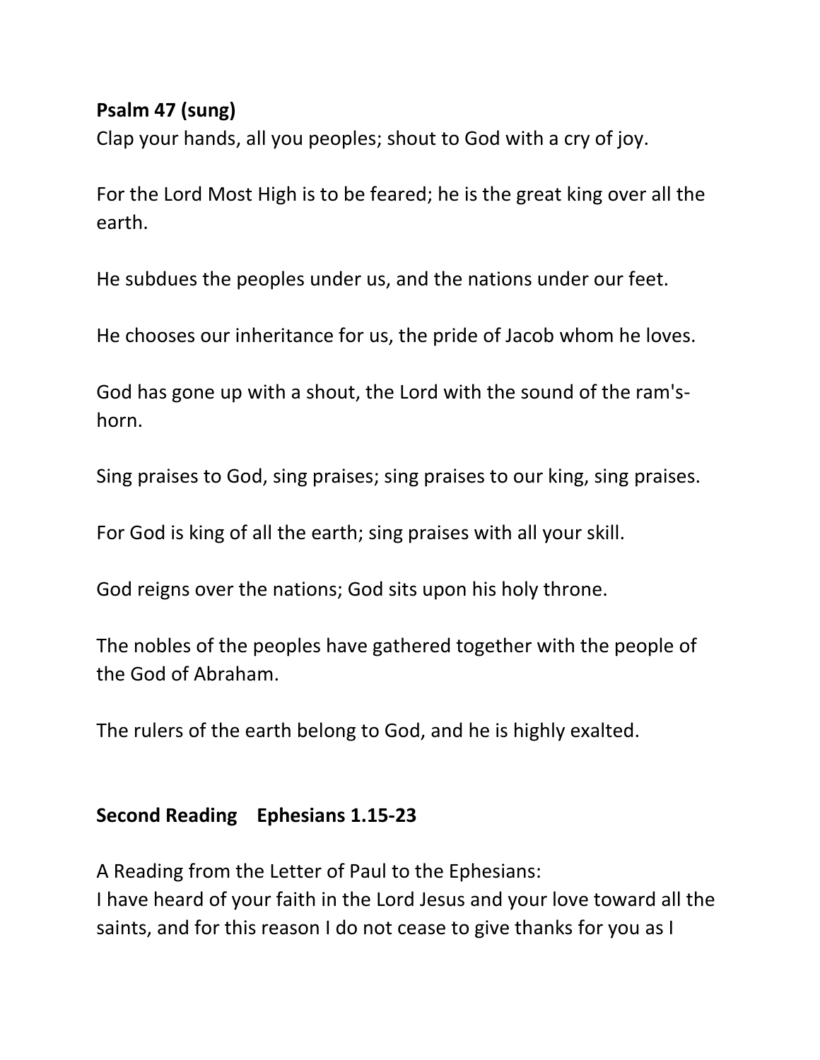**Psalm 47 (sung)**

Clap your hands, all you peoples; shout to God with a cry of joy.

For the Lord Most High is to be feared; he is the great king over all the earth.

He subdues the peoples under us, and the nations under our feet.

He chooses our inheritance for us, the pride of Jacob whom he loves.

God has gone up with a shout, the Lord with the sound of the ram's-horn.

Sing praises to God, sing praises; sing praises to our king, sing praises.

For God is king of all the earth; sing praises with all your skill.

God reigns over the nations; God sits upon his holy throne.

The nobles of the peoples have gathered together with the people of the God of Abraham.

The rulers of the earth belong to God, and he is highly exalted.

**Second Reading Ephesians 1.15-23**

A Reading from the Letter of Paul to the Ephesians:
I have heard of your faith in the Lord Jesus and your love toward all the saints, and for this reason I do not cease to give thanks for you as I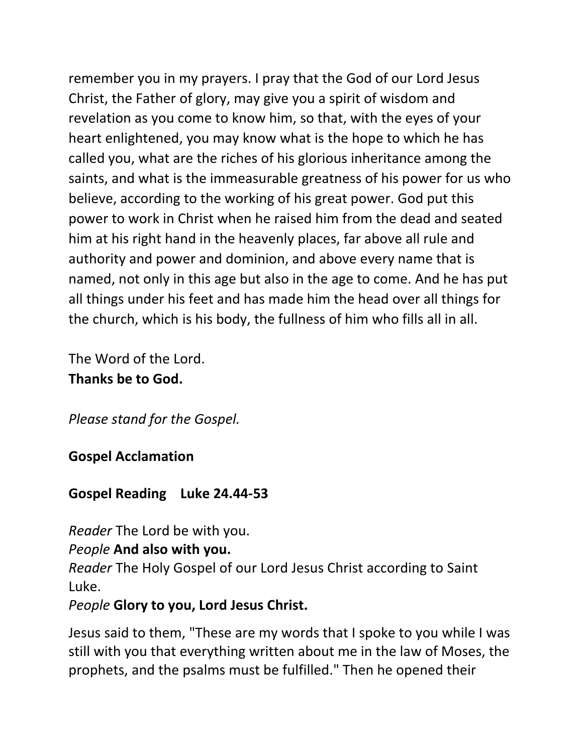remember you in my prayers. I pray that the God of our Lord Jesus Christ, the Father of glory, may give you a spirit of wisdom and revelation as you come to know him, so that, with the eyes of your heart enlightened, you may know what is the hope to which he has called you, what are the riches of his glorious inheritance among the saints, and what is the immeasurable greatness of his power for us who believe, according to the working of his great power. God put this power to work in Christ when he raised him from the dead and seated him at his right hand in the heavenly places, far above all rule and authority and power and dominion, and above every name that is named, not only in this age but also in the age to come. And he has put all things under his feet and has made him the head over all things for the church, which is his body, the fullness of him who fills all in all.

The Word of the Lord.
**Thanks be to God.**

*Please stand for the Gospel.*

**Gospel Acclamation**

**Gospel Reading Luke 24.44-53**

*Reader* The Lord be with you.
*People* **And also with you.**
*Reader* The Holy Gospel of our Lord Jesus Christ according to Saint Luke.
*People* **Glory to you, Lord Jesus Christ.**

Jesus said to them, "These are my words that I spoke to you while I was still with you that everything written about me in the law of Moses, the prophets, and the psalms must be fulfilled." Then he opened their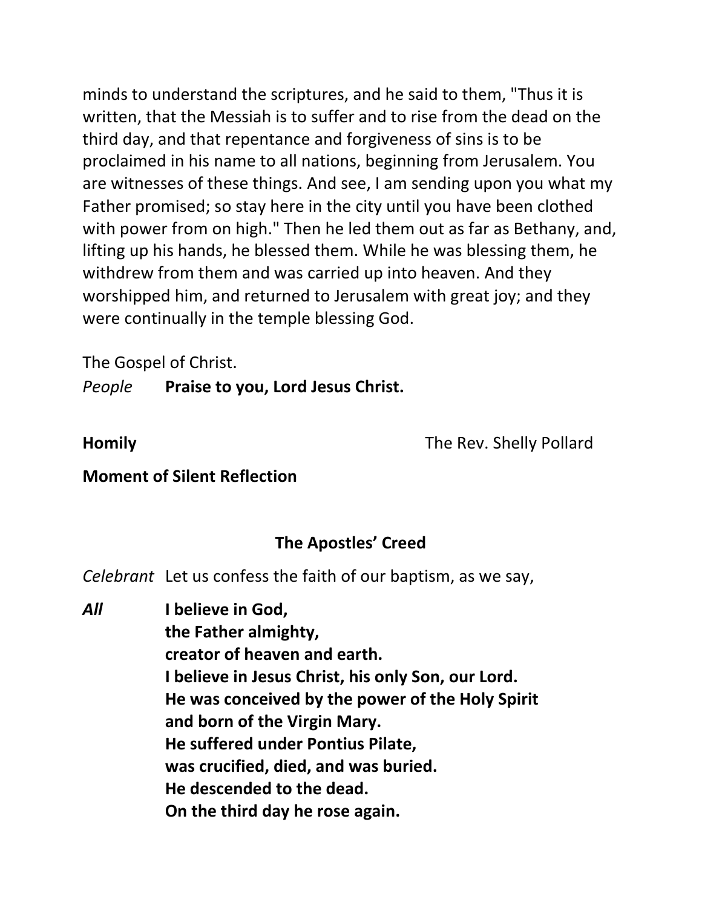minds to understand the scriptures, and he said to them, "Thus it is written, that the Messiah is to suffer and to rise from the dead on the third day, and that repentance and forgiveness of sins is to be proclaimed in his name to all nations, beginning from Jerusalem. You are witnesses of these things. And see, I am sending upon you what my Father promised; so stay here in the city until you have been clothed with power from on high." Then he led them out as far as Bethany, and, lifting up his hands, he blessed them. While he was blessing them, he withdrew from them and was carried up into heaven. And they worshipped him, and returned to Jerusalem with great joy; and they were continually in the temple blessing God.

The Gospel of Christ.

*People* **Praise to you, Lord Jesus Christ.**

**Homily** The Rev. Shelly Pollard

**Moment of Silent Reflection**

## The Apostles' Creed

*Celebrant* Let us confess the faith of our baptism, as we say,

***All*** **I believe in God,**
**the Father almighty,**
**creator of heaven and earth.**
**I believe in Jesus Christ, his only Son, our Lord.**
**He was conceived by the power of the Holy Spirit**
**and born of the Virgin Mary.**
**He suffered under Pontius Pilate,**
**was crucified, died, and was buried.**
**He descended to the dead.**
**On the third day he rose again.**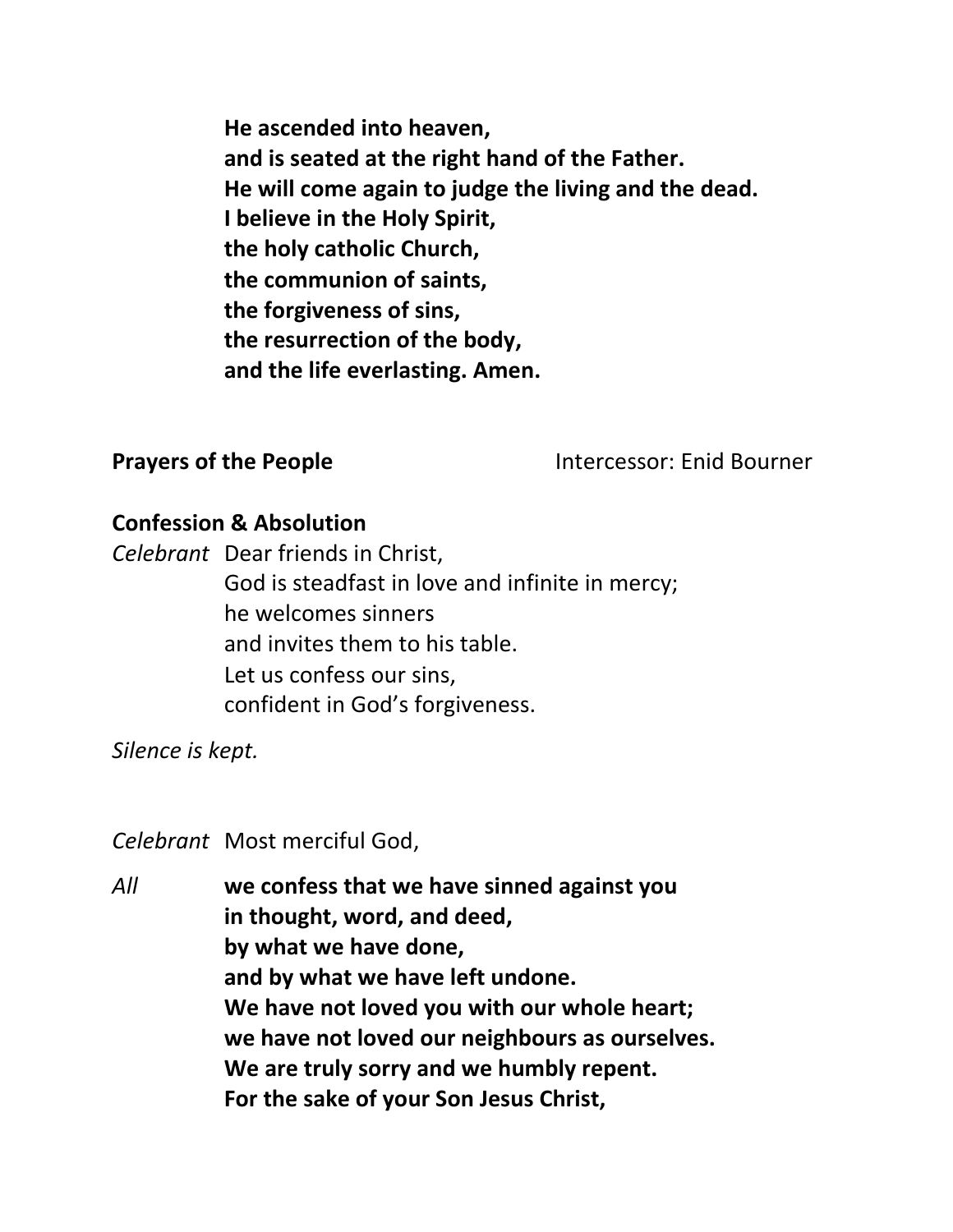**He ascended into heaven,**
**and is seated at the right hand of the Father.**
**He will come again to judge the living and the dead.**
**I believe in the Holy Spirit,**
**the holy catholic Church,**
**the communion of saints,**
**the forgiveness of sins,**
**the resurrection of the body,**
**and the life everlasting. Amen.**

**Prayers of the People** Intercessor: Enid Bourner

**Confession & Absolution**

*Celebrant* Dear friends in Christ,
God is steadfast in love and infinite in mercy;
he welcomes sinners
and invites them to his table.
Let us confess our sins,
confident in God's forgiveness.

*Silence is kept.*

*Celebrant* Most merciful God,

*All* **we confess that we have sinned against you**
**in thought, word, and deed,**
**by what we have done,**
**and by what we have left undone.**
**We have not loved you with our whole heart;**
**we have not loved our neighbours as ourselves.**
**We are truly sorry and we humbly repent.**
**For the sake of your Son Jesus Christ,**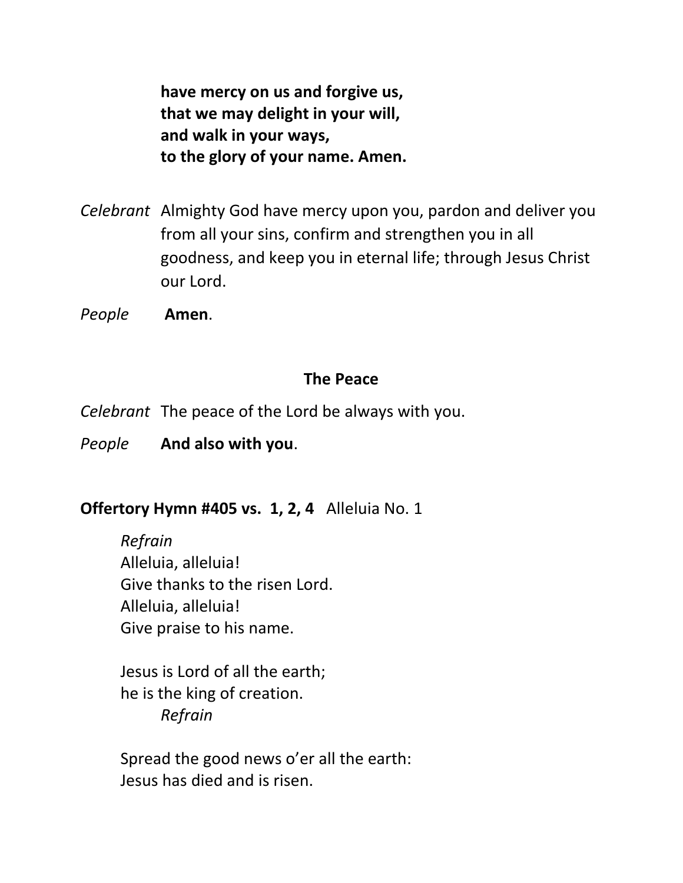**have mercy on us and forgive us,**
**that we may delight in your will,**
**and walk in your ways,**
**to the glory of your name. Amen.**

*Celebrant* Almighty God have mercy upon you, pardon and deliver you from all your sins, confirm and strengthen you in all goodness, and keep you in eternal life; through Jesus Christ our Lord.

*People* **Amen**.

## The Peace

*Celebrant* The peace of the Lord be always with you.

*People* **And also with you**.

**Offertory Hymn #405 vs. 1, 2, 4** Alleluia No. 1

*Refrain*
Alleluia, alleluia!
Give thanks to the risen Lord.
Alleluia, alleluia!
Give praise to his name.

Jesus is Lord of all the earth;
he is the king of creation.
*Refrain*

Spread the good news o'er all the earth:
Jesus has died and is risen.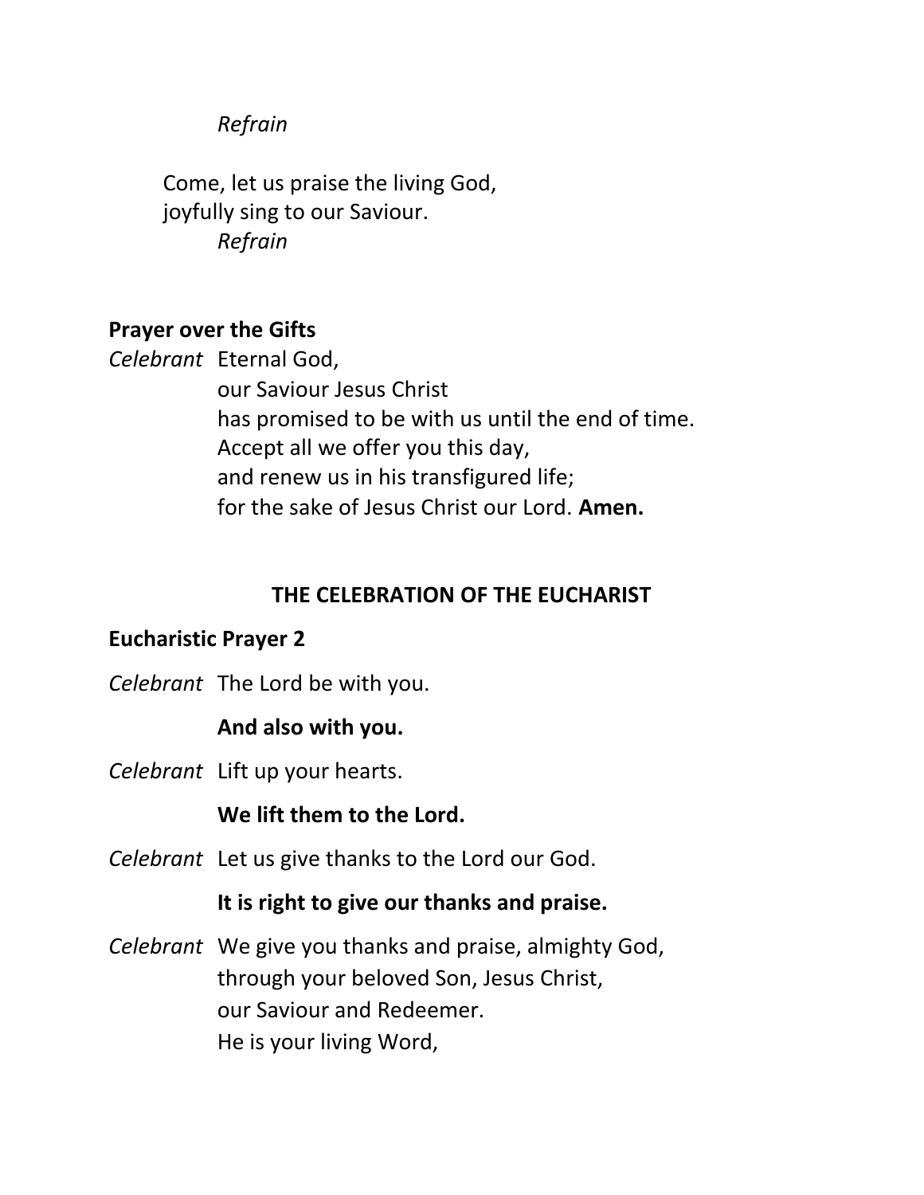*Refrain*

Come, let us praise the living God,
joyfully sing to our Saviour.
*Refrain*

**Prayer over the Gifts**

*Celebrant* Eternal God,
our Saviour Jesus Christ
has promised to be with us until the end of time.
Accept all we offer you this day,
and renew us in his transfigured life;
for the sake of Jesus Christ our Lord. **Amen.**

## THE CELEBRATION OF THE EUCHARIST

**Eucharistic Prayer 2**

*Celebrant* The Lord be with you.

**And also with you.**

*Celebrant* Lift up your hearts.

**We lift them to the Lord.**

*Celebrant* Let us give thanks to the Lord our God.

**It is right to give our thanks and praise.**

*Celebrant* We give you thanks and praise, almighty God,
through your beloved Son, Jesus Christ,
our Saviour and Redeemer.
He is your living Word,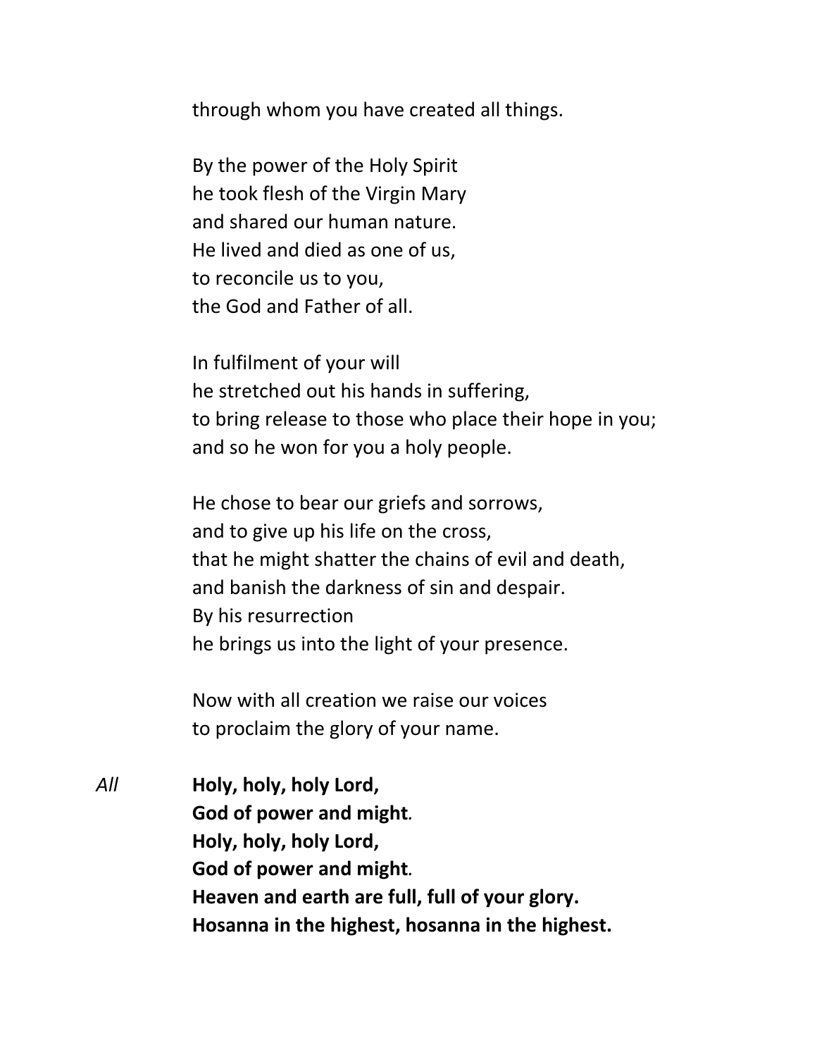through whom you have created all things.

By the power of the Holy Spirit
he took flesh of the Virgin Mary
and shared our human nature.
He lived and died as one of us,
to reconcile us to you,
the God and Father of all.

In fulfilment of your will
he stretched out his hands in suffering,
to bring release to those who place their hope in you;
and so he won for you a holy people.

He chose to bear our griefs and sorrows,
and to give up his life on the cross,
that he might shatter the chains of evil and death,
and banish the darkness of sin and despair.
By his resurrection
he brings us into the light of your presence.

Now with all creation we raise our voices
to proclaim the glory of your name.

*All* **Holy, holy, holy Lord,**
**God of power and might.**
**Holy, holy, holy Lord,**
**God of power and might.**
**Heaven and earth are full, full of your glory.**
**Hosanna in the highest, hosanna in the highest.**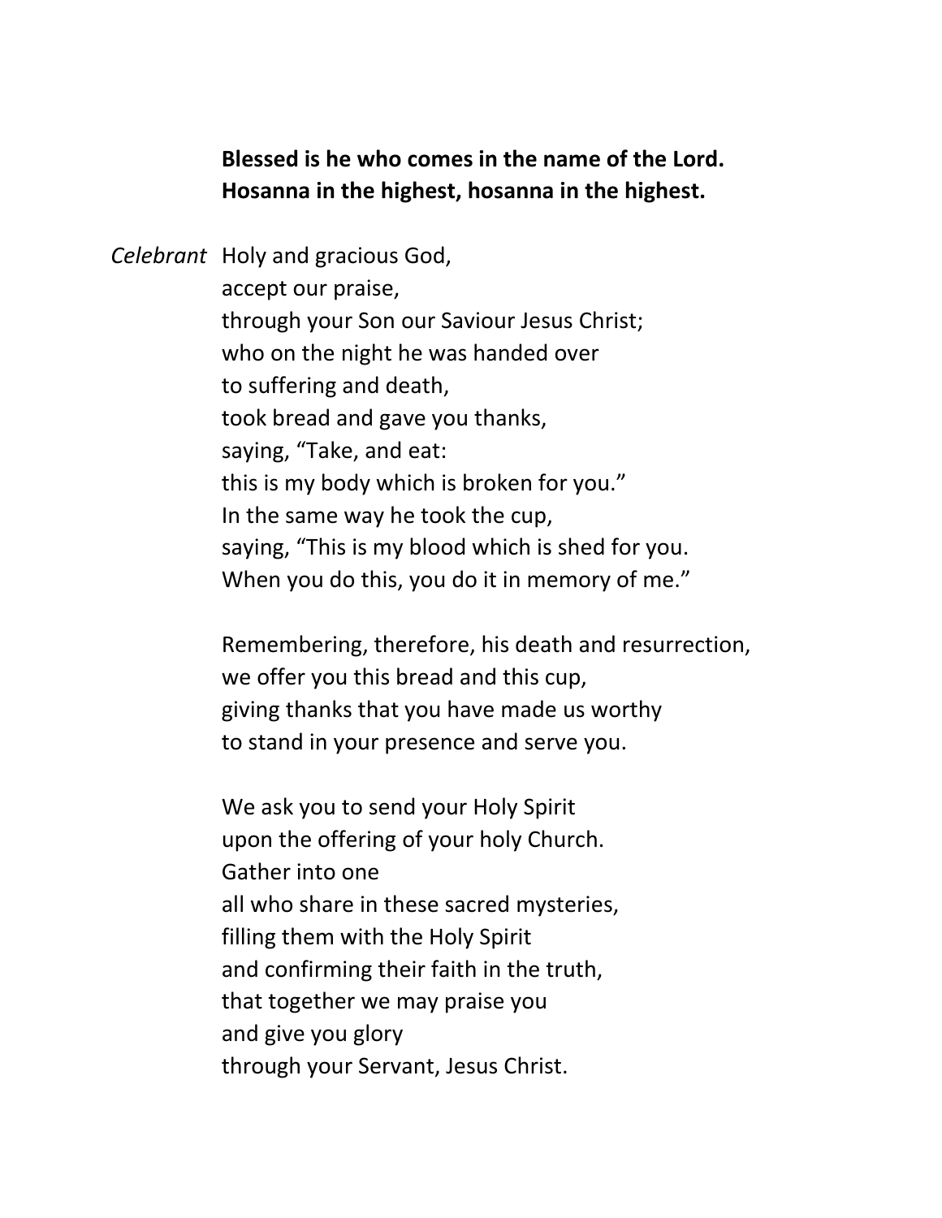**Blessed is he who comes in the name of the Lord.**
**Hosanna in the highest, hosanna in the highest.**

*Celebrant* Holy and gracious God,
accept our praise,
through your Son our Saviour Jesus Christ;
who on the night he was handed over
to suffering and death,
took bread and gave you thanks,
saying, "Take, and eat:
this is my body which is broken for you."
In the same way he took the cup,
saying, "This is my blood which is shed for you.
When you do this, you do it in memory of me."

Remembering, therefore, his death and resurrection,
we offer you this bread and this cup,
giving thanks that you have made us worthy
to stand in your presence and serve you.

We ask you to send your Holy Spirit
upon the offering of your holy Church.
Gather into one
all who share in these sacred mysteries,
filling them with the Holy Spirit
and confirming their faith in the truth,
that together we may praise you
and give you glory
through your Servant, Jesus Christ.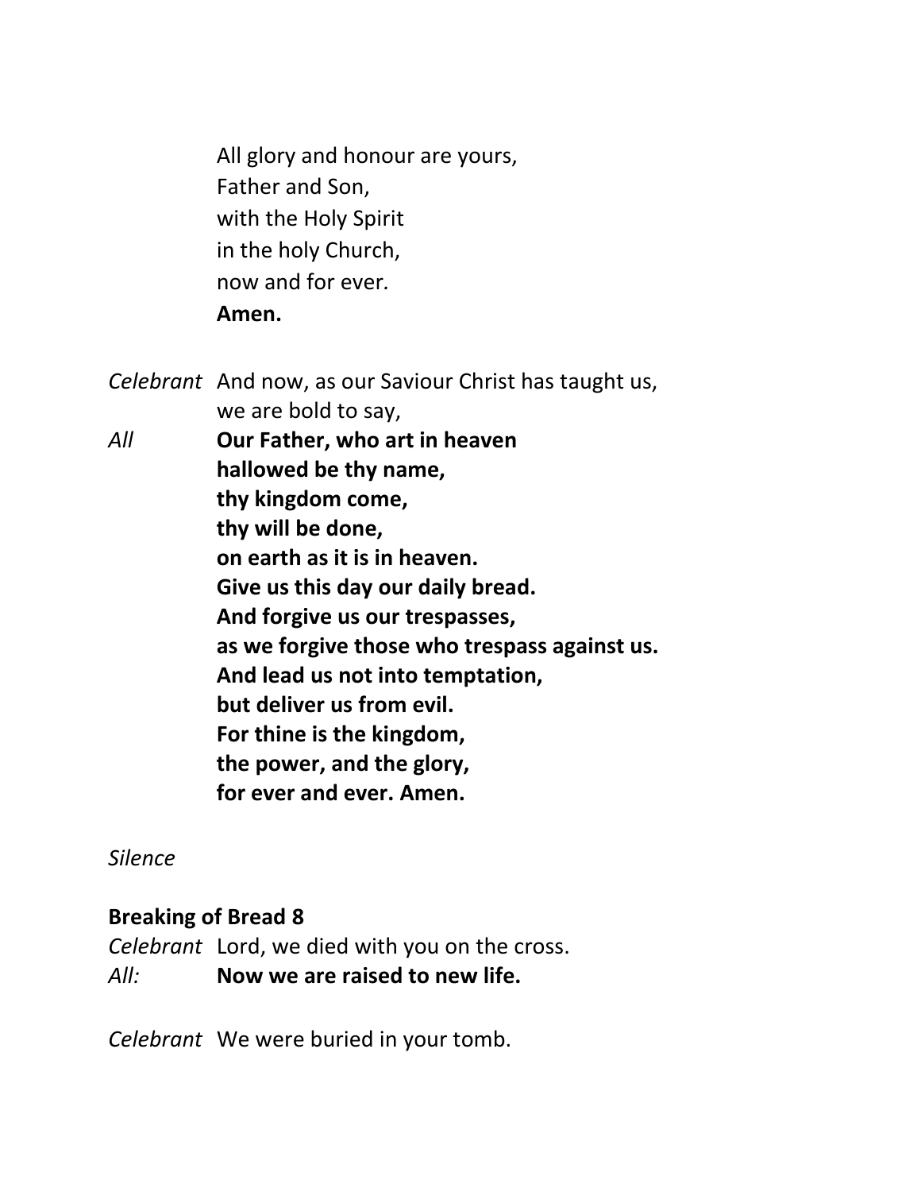All glory and honour are yours,
Father and Son,
with the Holy Spirit
in the holy Church,
now and for ever.
**Amen.**

*Celebrant* And now, as our Saviour Christ has taught us,
we are bold to say,

*All* **Our Father, who art in heaven**
**hallowed be thy name,**
**thy kingdom come,**
**thy will be done,**
**on earth as it is in heaven.**
**Give us this day our daily bread.**
**And forgive us our trespasses,**
**as we forgive those who trespass against us.**
**And lead us not into temptation,**
**but deliver us from evil.**
**For thine is the kingdom,**
**the power, and the glory,**
**for ever and ever. Amen.**

*Silence*

**Breaking of Bread 8**

*Celebrant* Lord, we died with you on the cross.
*All:* **Now we are raised to new life.**

*Celebrant* We were buried in your tomb.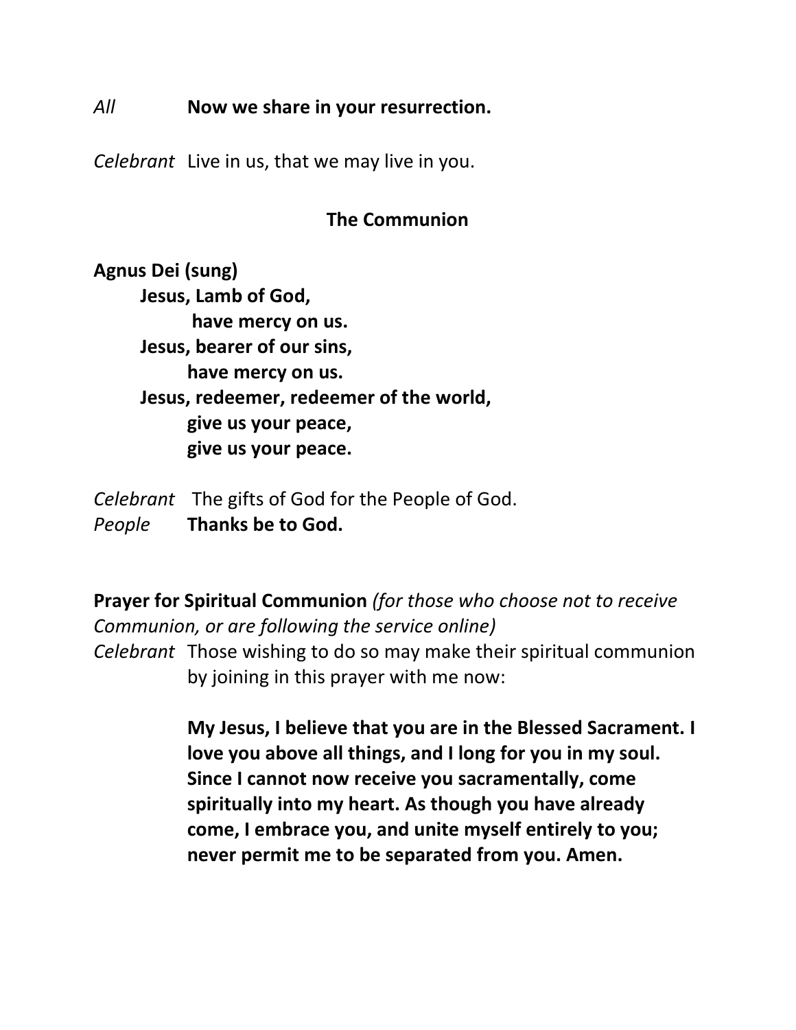*All* **Now we share in your resurrection.**

*Celebrant* Live in us, that we may live in you.

## The Communion

**Agnus Dei (sung)**

**Jesus, Lamb of God,**
**have mercy on us.**
**Jesus, bearer of our sins,**
**have mercy on us.**
**Jesus, redeemer, redeemer of the world,**
**give us your peace,**
**give us your peace.**

*Celebrant* The gifts of God for the People of God.
*People* **Thanks be to God.**

**Prayer for Spiritual Communion** *(for those who choose not to receive Communion, or are following the service online)*

*Celebrant* Those wishing to do so may make their spiritual communion by joining in this prayer with me now:

**My Jesus, I believe that you are in the Blessed Sacrament. I love you above all things, and I long for you in my soul. Since I cannot now receive you sacramentally, come spiritually into my heart. As though you have already come, I embrace you, and unite myself entirely to you; never permit me to be separated from you. Amen.**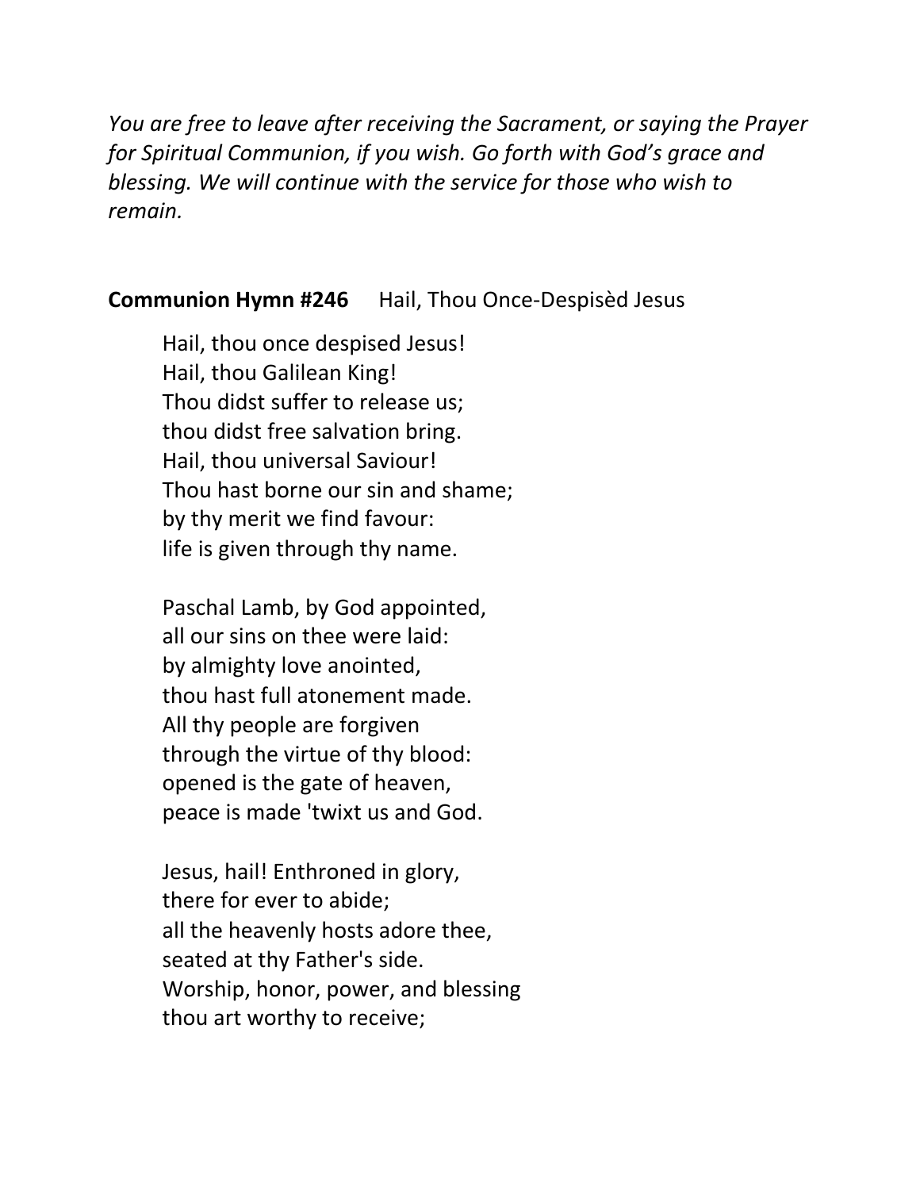*You are free to leave after receiving the Sacrament, or saying the Prayer for Spiritual Communion, if you wish. Go forth with God's grace and blessing. We will continue with the service for those who wish to remain.*

**Communion Hymn #246** Hail, Thou Once-Despisèd Jesus

Hail, thou once despised Jesus!  
Hail, thou Galilean King!  
Thou didst suffer to release us;  
thou didst free salvation bring.  
Hail, thou universal Saviour!  
Thou hast borne our sin and shame;  
by thy merit we find favour:  
life is given through thy name.

Paschal Lamb, by God appointed,  
all our sins on thee were laid:  
by almighty love anointed,  
thou hast full atonement made.  
All thy people are forgiven  
through the virtue of thy blood:  
opened is the gate of heaven,  
peace is made 'twixt us and God.

Jesus, hail! Enthroned in glory,  
there for ever to abide;  
all the heavenly hosts adore thee,  
seated at thy Father's side.  
Worship, honor, power, and blessing  
thou art worthy to receive;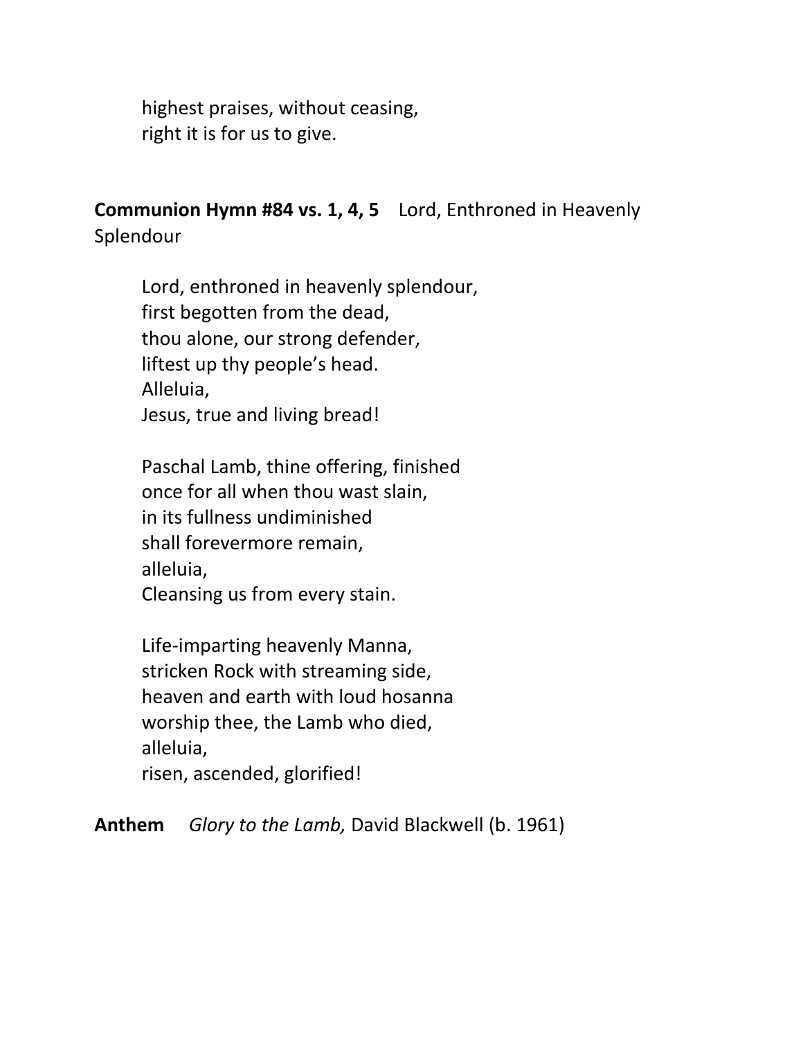highest praises, without ceasing,
right it is for us to give.

**Communion Hymn #84 vs. 1, 4, 5** Lord, Enthroned in Heavenly Splendour

Lord, enthroned in heavenly splendour,
first begotten from the dead,
thou alone, our strong defender,
liftest up thy people's head.
Alleluia,
Jesus, true and living bread!

Paschal Lamb, thine offering, finished
once for all when thou wast slain,
in its fullness undiminished
shall forevermore remain,
alleluia,
Cleansing us from every stain.

Life-imparting heavenly Manna,
stricken Rock with streaming side,
heaven and earth with loud hosanna
worship thee, the Lamb who died,
alleluia,
risen, ascended, glorified!

**Anthem** *Glory to the Lamb,* David Blackwell (b. 1961)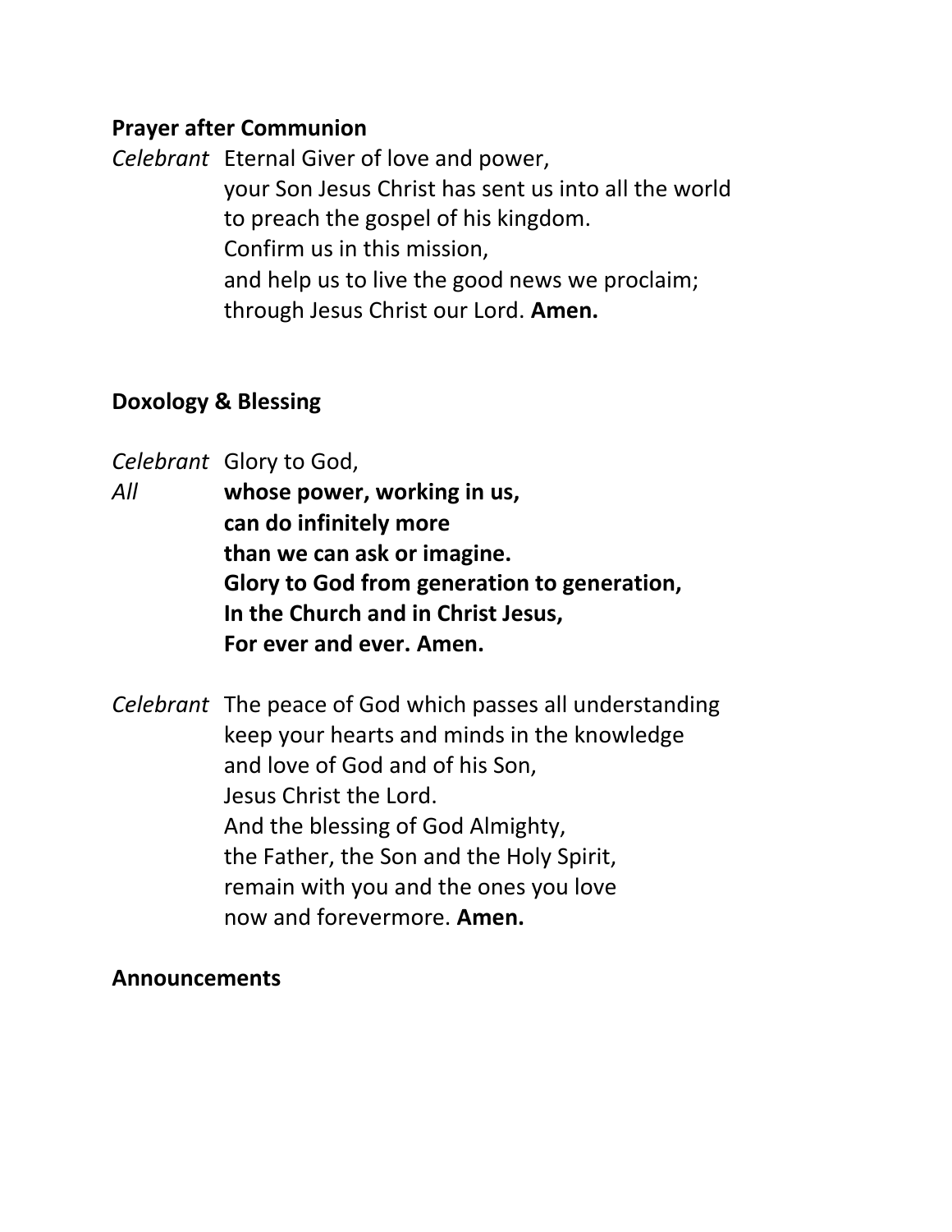**Prayer after Communion**

*Celebrant* Eternal Giver of love and power,
your Son Jesus Christ has sent us into all the world
to preach the gospel of his kingdom.
Confirm us in this mission,
and help us to live the good news we proclaim;
through Jesus Christ our Lord. **Amen.**

**Doxology & Blessing**

*Celebrant* Glory to God,
*All* **whose power, working in us,
can do infinitely more
than we can ask or imagine.
Glory to God from generation to generation,
In the Church and in Christ Jesus,
For ever and ever. Amen.**

*Celebrant* The peace of God which passes all understanding
keep your hearts and minds in the knowledge
and love of God and of his Son,
Jesus Christ the Lord.
And the blessing of God Almighty,
the Father, the Son and the Holy Spirit,
remain with you and the ones you love
now and forevermore. **Amen.**

**Announcements**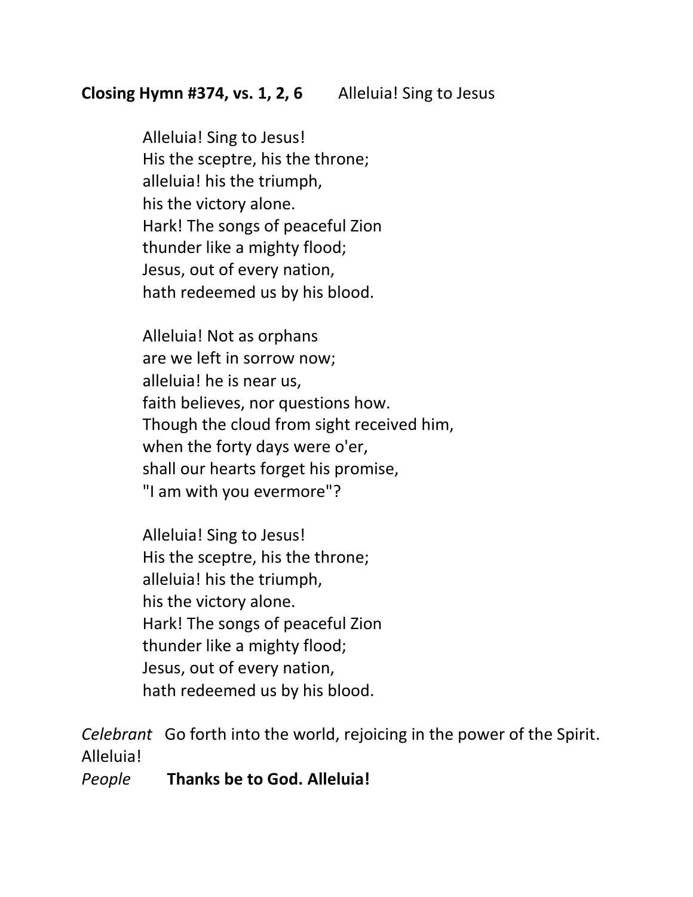**Closing Hymn #374, vs. 1, 2, 6** Alleluia! Sing to Jesus

Alleluia! Sing to Jesus!
His the sceptre, his the throne;
alleluia! his the triumph,
his the victory alone.
Hark! The songs of peaceful Zion
thunder like a mighty flood;
Jesus, out of every nation,
hath redeemed us by his blood.

Alleluia! Not as orphans
are we left in sorrow now;
alleluia! he is near us,
faith believes, nor questions how.
Though the cloud from sight received him,
when the forty days were o'er,
shall our hearts forget his promise,
"I am with you evermore"?

Alleluia! Sing to Jesus!
His the sceptre, his the throne;
alleluia! his the triumph,
his the victory alone.
Hark! The songs of peaceful Zion
thunder like a mighty flood;
Jesus, out of every nation,
hath redeemed us by his blood.

*Celebrant* Go forth into the world, rejoicing in the power of the Spirit. Alleluia!
*People* **Thanks be to God. Alleluia!**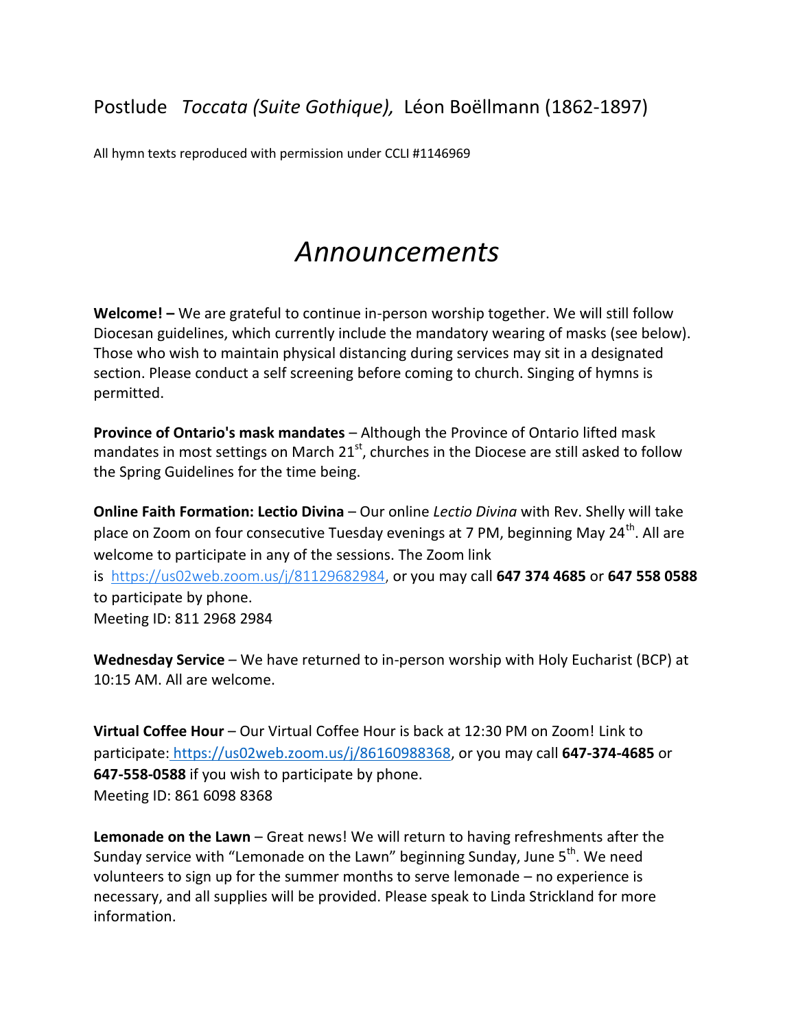Postlude *Toccata (Suite Gothique),* Léon Boëllmann (1862-1897)

All hymn texts reproduced with permission under CCLI #1146969

# *Announcements*

**Welcome! –** We are grateful to continue in-person worship together. We will still follow Diocesan guidelines, which currently include the mandatory wearing of masks (see below). Those who wish to maintain physical distancing during services may sit in a designated section. Please conduct a self screening before coming to church. Singing of hymns is permitted.

**Province of Ontario's mask mandates** – Although the Province of Ontario lifted mask mandates in most settings on March 21st, churches in the Diocese are still asked to follow the Spring Guidelines for the time being.

**Online Faith Formation: Lectio Divina** – Our online *Lectio Divina* with Rev. Shelly will take place on Zoom on four consecutive Tuesday evenings at 7 PM, beginning May 24th. All are welcome to participate in any of the sessions. The Zoom link is https://us02web.zoom.us/j/81129682984, or you may call **647 374 4685** or **647 558 0588** to participate by phone.
Meeting ID: 811 2968 2984

**Wednesday Service** – We have returned to in-person worship with Holy Eucharist (BCP) at 10:15 AM. All are welcome.

**Virtual Coffee Hour** – Our Virtual Coffee Hour is back at 12:30 PM on Zoom! Link to participate: https://us02web.zoom.us/j/86160988368, or you may call **647-374-4685** or **647-558-0588** if you wish to participate by phone.
Meeting ID: 861 6098 8368

**Lemonade on the Lawn** – Great news! We will return to having refreshments after the Sunday service with "Lemonade on the Lawn" beginning Sunday, June 5th. We need volunteers to sign up for the summer months to serve lemonade – no experience is necessary, and all supplies will be provided. Please speak to Linda Strickland for more information.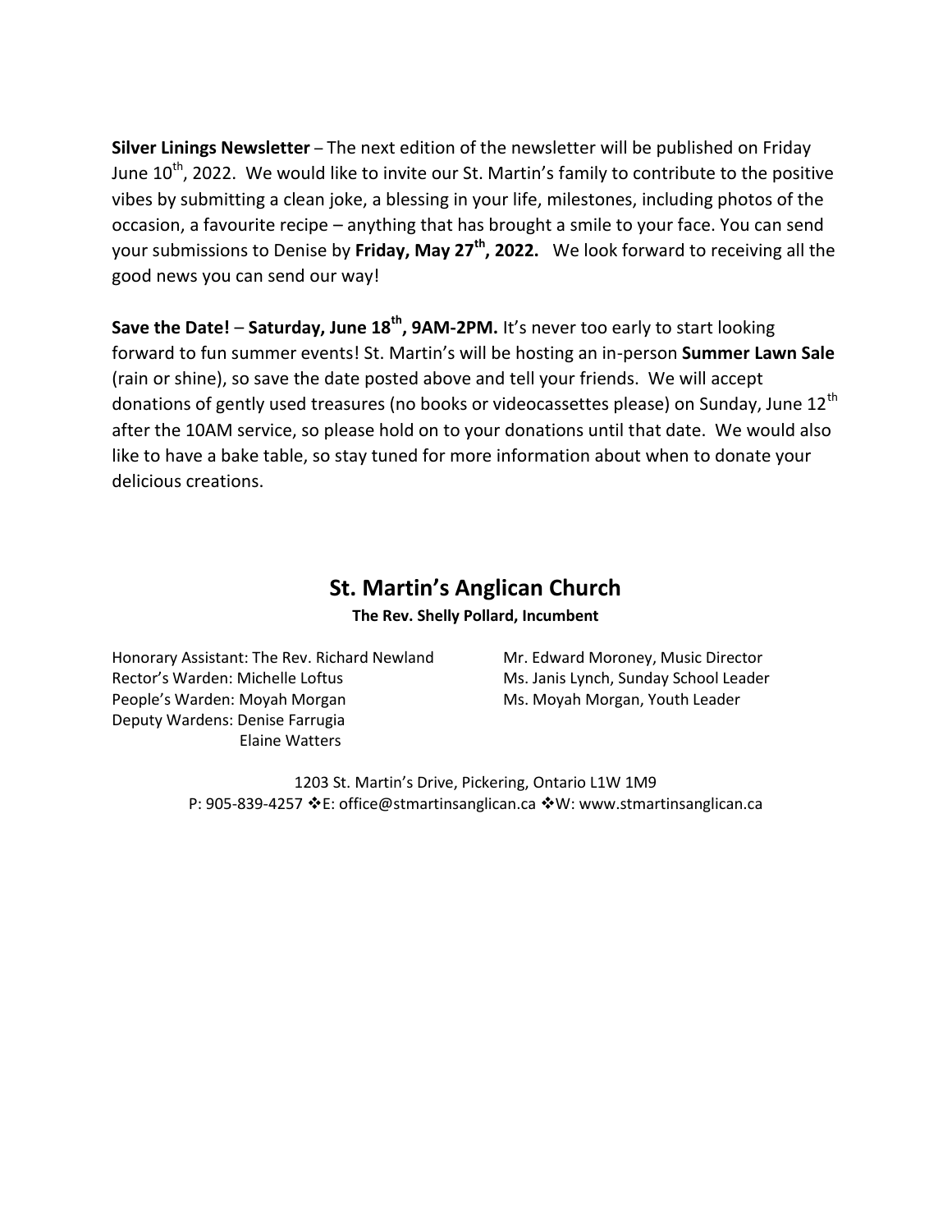**Silver Linings Newsletter** – The next edition of the newsletter will be published on Friday June 10th, 2022. We would like to invite our St. Martin's family to contribute to the positive vibes by submitting a clean joke, a blessing in your life, milestones, including photos of the occasion, a favourite recipe – anything that has brought a smile to your face. You can send your submissions to Denise by **Friday, May 27th, 2022.** We look forward to receiving all the good news you can send our way!

**Save the Date!** – **Saturday, June 18th, 9AM-2PM.** It's never too early to start looking forward to fun summer events! St. Martin's will be hosting an in-person **Summer Lawn Sale** (rain or shine), so save the date posted above and tell your friends. We will accept donations of gently used treasures (no books or videocassettes please) on Sunday, June 12th after the 10AM service, so please hold on to your donations until that date. We would also like to have a bake table, so stay tuned for more information about when to donate your delicious creations.

## St. Martin's Anglican Church

**The Rev. Shelly Pollard, Incumbent**

Honorary Assistant: The Rev. Richard Newland
Rector's Warden: Michelle Loftus
People's Warden: Moyah Morgan
Deputy Wardens: Denise Farrugia
Elaine Watters

Mr. Edward Moroney, Music Director
Ms. Janis Lynch, Sunday School Leader
Ms. Moyah Morgan, Youth Leader

1203 St. Martin's Drive, Pickering, Ontario L1W 1M9
P: 905-839-4257 ❖E: office@stmartinsanglican.ca ❖W: www.stmartinsanglican.ca